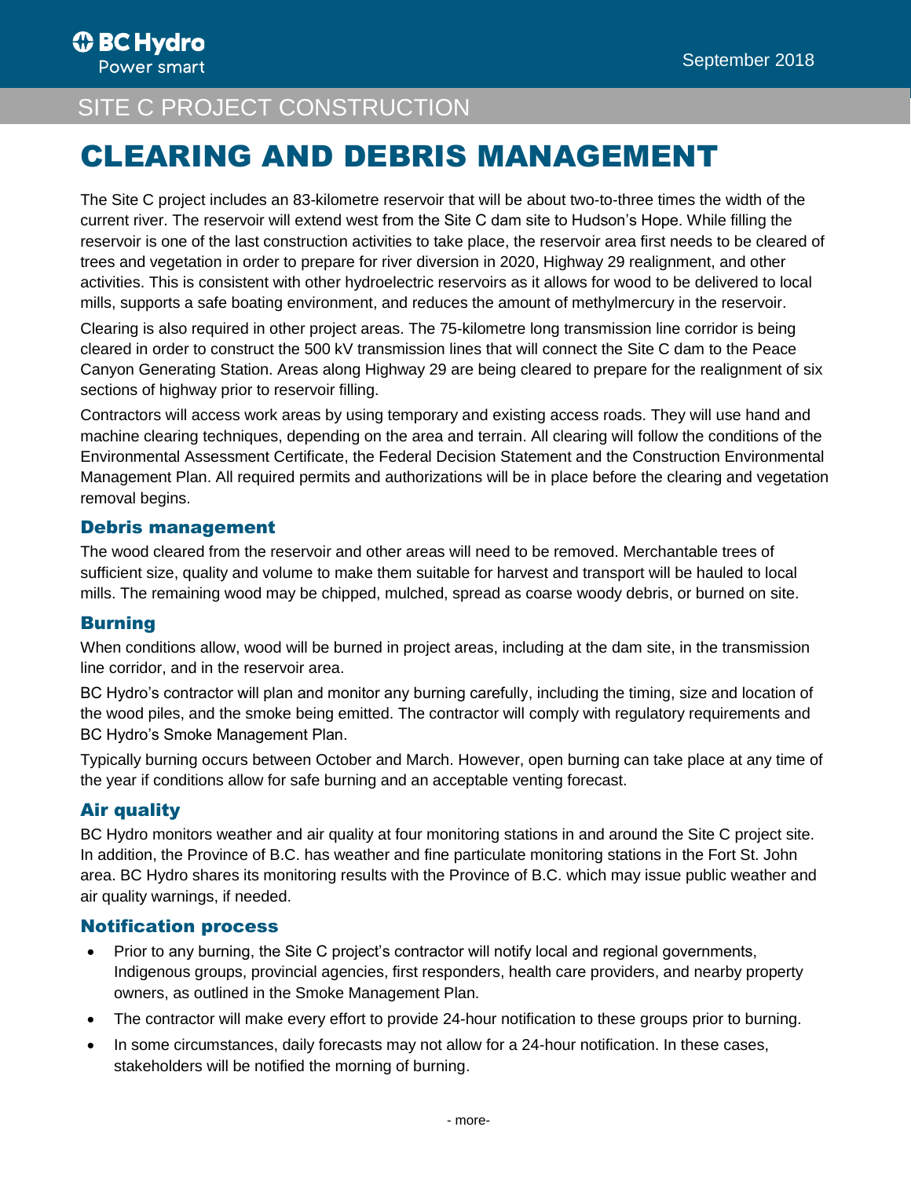# SITE C PROJECT CONSTRUCTION

# CLEARING AND DEBRIS MANAGEMENT

The Site C project includes an 83-kilometre reservoir that will be about two-to-three times the width of the current river. The reservoir will extend west from the Site C dam site to Hudson's Hope. While filling the reservoir is one of the last construction activities to take place, the reservoir area first needs to be cleared of trees and vegetation in order to prepare for river diversion in 2020, Highway 29 realignment, and other activities. This is consistent with other hydroelectric reservoirs as it allows for wood to be delivered to local mills, supports a safe boating environment, and reduces the amount of methylmercury in the reservoir.

Clearing is also required in other project areas. The 75-kilometre long transmission line corridor is being cleared in order to construct the 500 kV transmission lines that will connect the Site C dam to the Peace Canyon Generating Station. Areas along Highway 29 are being cleared to prepare for the realignment of six sections of highway prior to reservoir filling.

Contractors will access work areas by using temporary and existing access roads. They will use hand and machine clearing techniques, depending on the area and terrain. All clearing will follow the conditions of the Environmental Assessment Certificate, the Federal Decision Statement and the Construction Environmental Management Plan. All required permits and authorizations will be in place before the clearing and vegetation removal begins.

## Debris management

The wood cleared from the reservoir and other areas will need to be removed. Merchantable trees of sufficient size, quality and volume to make them suitable for harvest and transport will be hauled to local mills. The remaining wood may be chipped, mulched, spread as coarse woody debris, or burned on site.

## Burning

When conditions allow, wood will be burned in project areas, including at the dam site, in the transmission line corridor, and in the reservoir area.

BC Hydro's contractor will plan and monitor any burning carefully, including the timing, size and location of the wood piles, and the smoke being emitted. The contractor will comply with regulatory requirements and BC Hydro's Smoke Management Plan.

Typically burning occurs between October and March. However, open burning can take place at any time of the year if conditions allow for safe burning and an acceptable venting forecast.

## Air quality

BC Hydro monitors weather and air quality at four monitoring stations in and around the Site C project site. In addition, the Province of B.C. has weather and fine particulate monitoring stations in the Fort St. John area. BC Hydro shares its monitoring results with the Province of B.C. which may issue public weather and air quality warnings, if needed.

## Notification process

- Prior to any burning, the Site C project's contractor will notify local and regional governments, Indigenous groups, provincial agencies, first responders, health care providers, and nearby property owners, as outlined in the Smoke Management Plan.
- The contractor will make every effort to provide 24-hour notification to these groups prior to burning.
- In some circumstances, daily forecasts may not allow for a 24-hour notification. In these cases, stakeholders will be notified the morning of burning.

- more-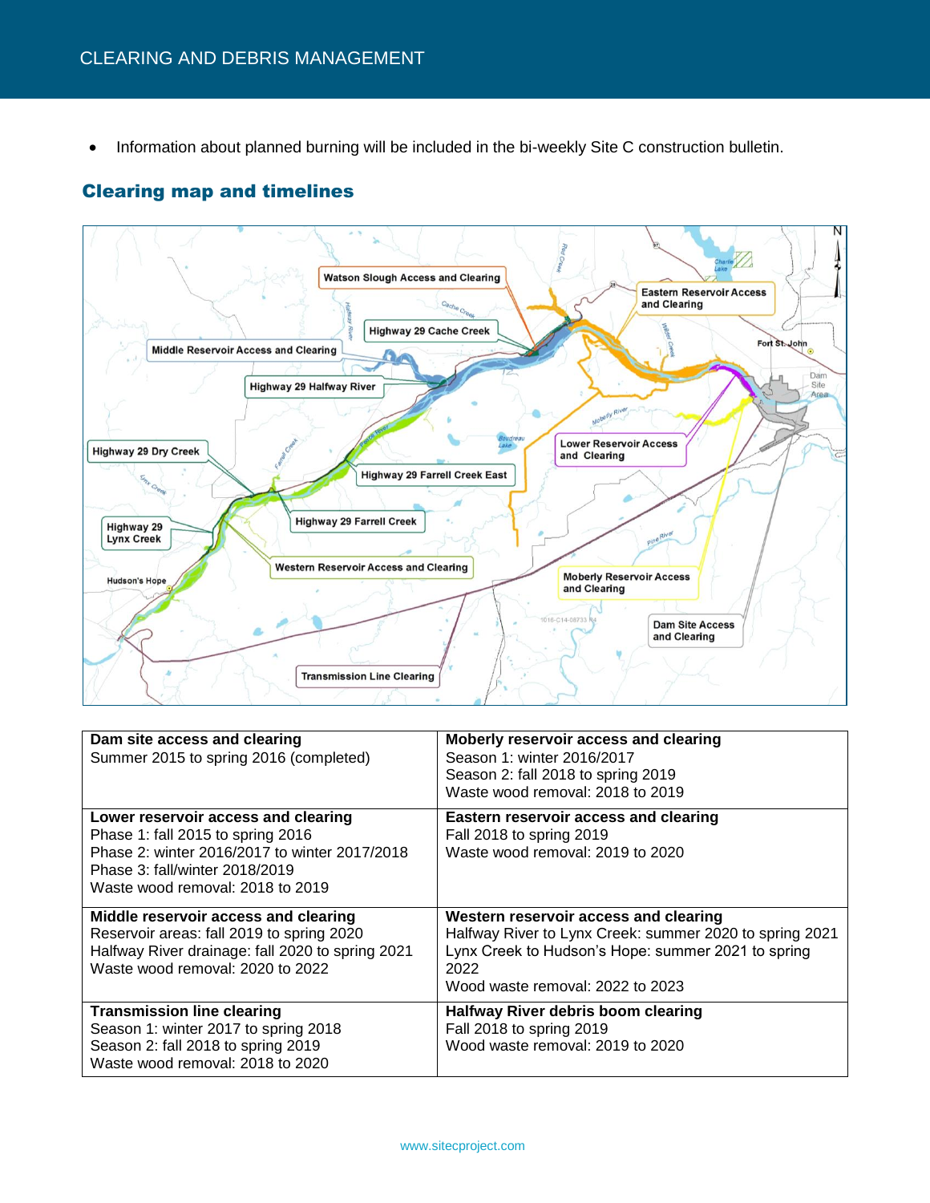- Information about planned burning will be included in the bi-weekly Site C construction bulletin.

## Clearing map and timelines

| | |
|---|---|
| **Dam site access and clearing**<br>Summer 2015 to spring 2016 (completed) | **Moberly reservoir access and clearing**<br>Season 1: winter 2016/2017<br>Season 2: fall 2018 to spring 2019<br>Waste wood removal: 2018 to 2019 |
| **Lower reservoir access and clearing**<br>Phase 1: fall 2015 to spring 2016<br>Phase 2: winter 2016/2017 to winter 2017/2018<br>Phase 3: fall/winter 2018/2019<br>Waste wood removal: 2018 to 2019 | **Eastern reservoir access and clearing**<br>Fall 2018 to spring 2019<br>Waste wood removal: 2019 to 2020 |
| **Middle reservoir access and clearing**<br>Reservoir areas: fall 2019 to spring 2020<br>Halfway River drainage: fall 2020 to spring 2021<br>Waste wood removal: 2020 to 2022 | **Western reservoir access and clearing**<br>Halfway River to Lynx Creek: summer 2020 to spring 2021<br>Lynx Creek to Hudson's Hope: summer 2021 to spring 2022<br>Wood waste removal: 2022 to 2023 |
| **Transmission line clearing**<br>Season 1: winter 2017 to spring 2018<br>Season 2: fall 2018 to spring 2019<br>Waste wood removal: 2018 to 2020 | **Halfway River debris boom clearing**<br>Fall 2018 to spring 2019<br>Wood waste removal: 2019 to 2020 |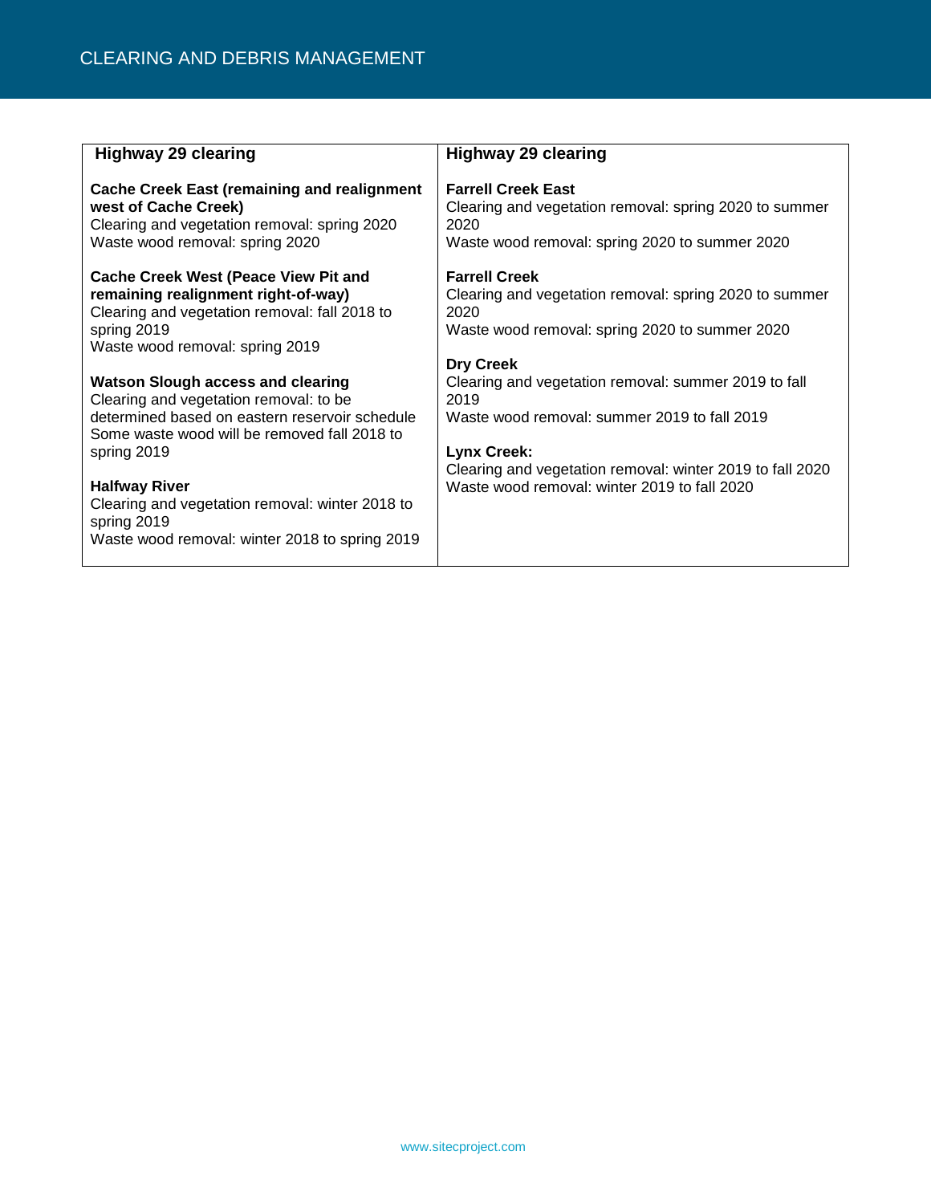| Highway 29 clearing | Highway 29 clearing |
|---|---|
| **Cache Creek East (remaining and realignment west of Cache Creek)**<br>Clearing and vegetation removal: spring 2020<br>Waste wood removal: spring 2020<br><br>**Cache Creek West (Peace View Pit and remaining realignment right-of-way)**<br>Clearing and vegetation removal: fall 2018 to spring 2019<br>Waste wood removal: spring 2019<br><br>**Watson Slough access and clearing**<br>Clearing and vegetation removal: to be determined based on eastern reservoir schedule<br>Some waste wood will be removed fall 2018 to spring 2019<br><br>**Halfway River**<br>Clearing and vegetation removal: winter 2018 to spring 2019<br>Waste wood removal: winter 2018 to spring 2019 | **Farrell Creek East**<br>Clearing and vegetation removal: spring 2020 to summer 2020<br>Waste wood removal: spring 2020 to summer 2020<br><br>**Farrell Creek**<br>Clearing and vegetation removal: spring 2020 to summer 2020<br>Waste wood removal: spring 2020 to summer 2020<br><br>**Dry Creek**<br>Clearing and vegetation removal: summer 2019 to fall 2019<br>Waste wood removal: summer 2019 to fall 2019<br><br>**Lynx Creek:**<br>Clearing and vegetation removal: winter 2019 to fall 2020<br>Waste wood removal: winter 2019 to fall 2020 |